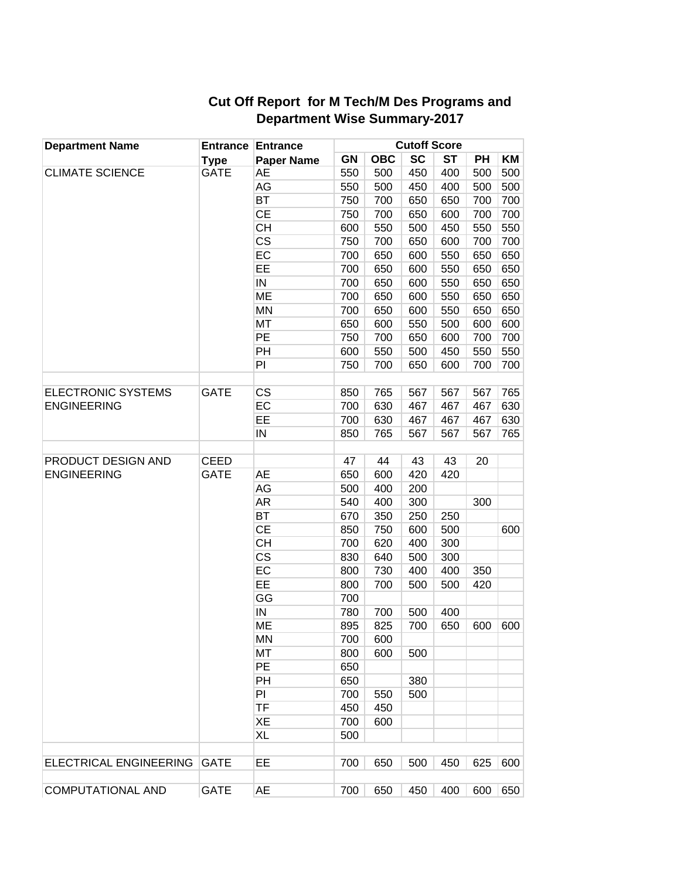# Cut Off Report for M Tech/M Des Programs and Department Wise Summary-2017

| Department Name | Entrance Type | Entrance Paper Name | Cutoff Score | | | | | |
|---|---|---|---|---|---|---|---|---|
| | | | GN | OBC | SC | ST | PH | KM |
| CLIMATE SCIENCE | GATE | AE | 550 | 500 | 450 | 400 | 500 | 500 |
| | | AG | 550 | 500 | 450 | 400 | 500 | 500 |
| | | BT | 750 | 700 | 650 | 650 | 700 | 700 |
| | | CE | 750 | 700 | 650 | 600 | 700 | 700 |
| | | CH | 600 | 550 | 500 | 450 | 550 | 550 |
| | | CS | 750 | 700 | 650 | 600 | 700 | 700 |
| | | EC | 700 | 650 | 600 | 550 | 650 | 650 |
| | | EE | 700 | 650 | 600 | 550 | 650 | 650 |
| | | IN | 700 | 650 | 600 | 550 | 650 | 650 |
| | | ME | 700 | 650 | 600 | 550 | 650 | 650 |
| | | MN | 700 | 650 | 600 | 550 | 650 | 650 |
| | | MT | 650 | 600 | 550 | 500 | 600 | 600 |
| | | PE | 750 | 700 | 650 | 600 | 700 | 700 |
| | | PH | 600 | 550 | 500 | 450 | 550 | 550 |
| | | PI | 750 | 700 | 650 | 600 | 700 | 700 |
| | | | | | | | | |
| ELECTRONIC SYSTEMS ENGINEERING | GATE | CS | 850 | 765 | 567 | 567 | 567 | 765 |
| | | EC | 700 | 630 | 467 | 467 | 467 | 630 |
| | | EE | 700 | 630 | 467 | 467 | 467 | 630 |
| | | IN | 850 | 765 | 567 | 567 | 567 | 765 |
| | | | | | | | | |
| PRODUCT DESIGN AND ENGINEERING | CEED | | 47 | 44 | 43 | 43 | 20 | |
| | GATE | AE | 650 | 600 | 420 | 420 | | |
| | | AG | 500 | 400 | 200 | | | |
| | | AR | 540 | 400 | 300 | | 300 | |
| | | BT | 670 | 350 | 250 | 250 | | |
| | | CE | 850 | 750 | 600 | 500 | | 600 |
| | | CH | 700 | 620 | 400 | 300 | | |
| | | CS | 830 | 640 | 500 | 300 | | |
| | | EC | 800 | 730 | 400 | 400 | 350 | |
| | | EE | 800 | 700 | 500 | 500 | 420 | |
| | | GG | 700 | | | | | |
| | | IN | 780 | 700 | 500 | 400 | | |
| | | ME | 895 | 825 | 700 | 650 | 600 | 600 |
| | | MN | 700 | 600 | | | | |
| | | MT | 800 | 600 | 500 | | | |
| | | PE | 650 | | | | | |
| | | PH | 650 | | 380 | | | |
| | | PI | 700 | 550 | 500 | | | |
| | | TF | 450 | 450 | | | | |
| | | XE | 700 | 600 | | | | |
| | | XL | 500 | | | | | |
| | | | | | | | | |
| ELECTRICAL ENGINEERING | GATE | EE | 700 | 650 | 500 | 450 | 625 | 600 |
| | | | | | | | | |
| COMPUTATIONAL AND | GATE | AE | 700 | 650 | 450 | 400 | 600 | 650 |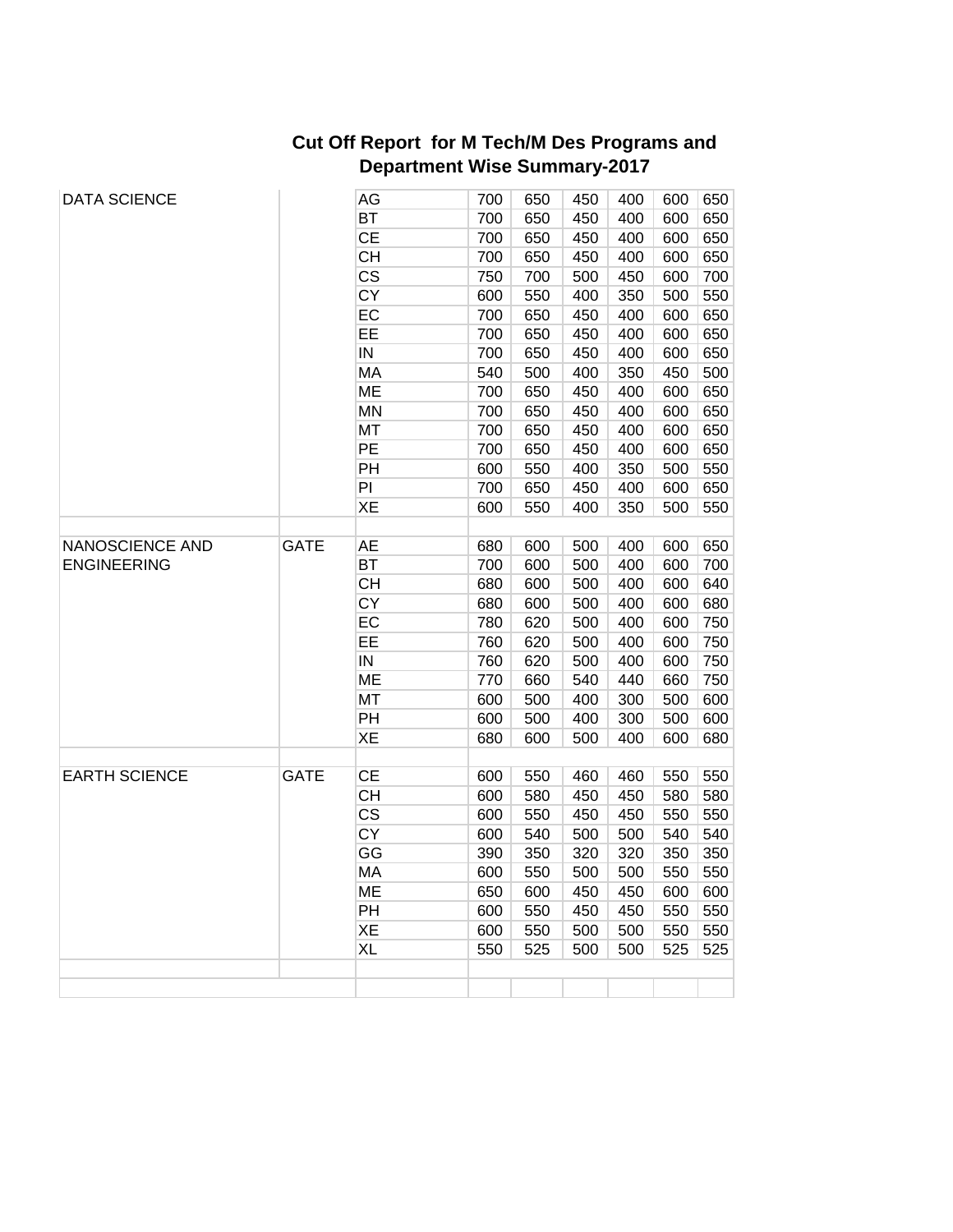## Cut Off Report for M Tech/M Des Programs and Department Wise Summary-2017

| | | | | | | | | |
|---|---|---|---|---|---|---|---|---|
| DATA SCIENCE | | AG | 700 | 650 | 450 | 400 | 600 | 650 |
| | | BT | 700 | 650 | 450 | 400 | 600 | 650 |
| | | CE | 700 | 650 | 450 | 400 | 600 | 650 |
| | | CH | 700 | 650 | 450 | 400 | 600 | 650 |
| | | CS | 750 | 700 | 500 | 450 | 600 | 700 |
| | | CY | 600 | 550 | 400 | 350 | 500 | 550 |
| | | EC | 700 | 650 | 450 | 400 | 600 | 650 |
| | | EE | 700 | 650 | 450 | 400 | 600 | 650 |
| | | IN | 700 | 650 | 450 | 400 | 600 | 650 |
| | | MA | 540 | 500 | 400 | 350 | 450 | 500 |
| | | ME | 700 | 650 | 450 | 400 | 600 | 650 |
| | | MN | 700 | 650 | 450 | 400 | 600 | 650 |
| | | MT | 700 | 650 | 450 | 400 | 600 | 650 |
| | | PE | 700 | 650 | 450 | 400 | 600 | 650 |
| | | PH | 600 | 550 | 400 | 350 | 500 | 550 |
| | | PI | 700 | 650 | 450 | 400 | 600 | 650 |
| | | XE | 600 | 550 | 400 | 350 | 500 | 550 |
| | | | | | | | | |
| NANOSCIENCE AND ENGINEERING | GATE | AE | 680 | 600 | 500 | 400 | 600 | 650 |
| | | BT | 700 | 600 | 500 | 400 | 600 | 700 |
| | | CH | 680 | 600 | 500 | 400 | 600 | 640 |
| | | CY | 680 | 600 | 500 | 400 | 600 | 680 |
| | | EC | 780 | 620 | 500 | 400 | 600 | 750 |
| | | EE | 760 | 620 | 500 | 400 | 600 | 750 |
| | | IN | 760 | 620 | 500 | 400 | 600 | 750 |
| | | ME | 770 | 660 | 540 | 440 | 660 | 750 |
| | | MT | 600 | 500 | 400 | 300 | 500 | 600 |
| | | PH | 600 | 500 | 400 | 300 | 500 | 600 |
| | | XE | 680 | 600 | 500 | 400 | 600 | 680 |
| | | | | | | | | |
| EARTH SCIENCE | GATE | CE | 600 | 550 | 460 | 460 | 550 | 550 |
| | | CH | 600 | 580 | 450 | 450 | 580 | 580 |
| | | CS | 600 | 550 | 450 | 450 | 550 | 550 |
| | | CY | 600 | 540 | 500 | 500 | 540 | 540 |
| | | GG | 390 | 350 | 320 | 320 | 350 | 350 |
| | | MA | 600 | 550 | 500 | 500 | 550 | 550 |
| | | ME | 650 | 600 | 450 | 450 | 600 | 600 |
| | | PH | 600 | 550 | 450 | 450 | 550 | 550 |
| | | XE | 600 | 550 | 500 | 500 | 550 | 550 |
| | | XL | 550 | 525 | 500 | 500 | 525 | 525 |